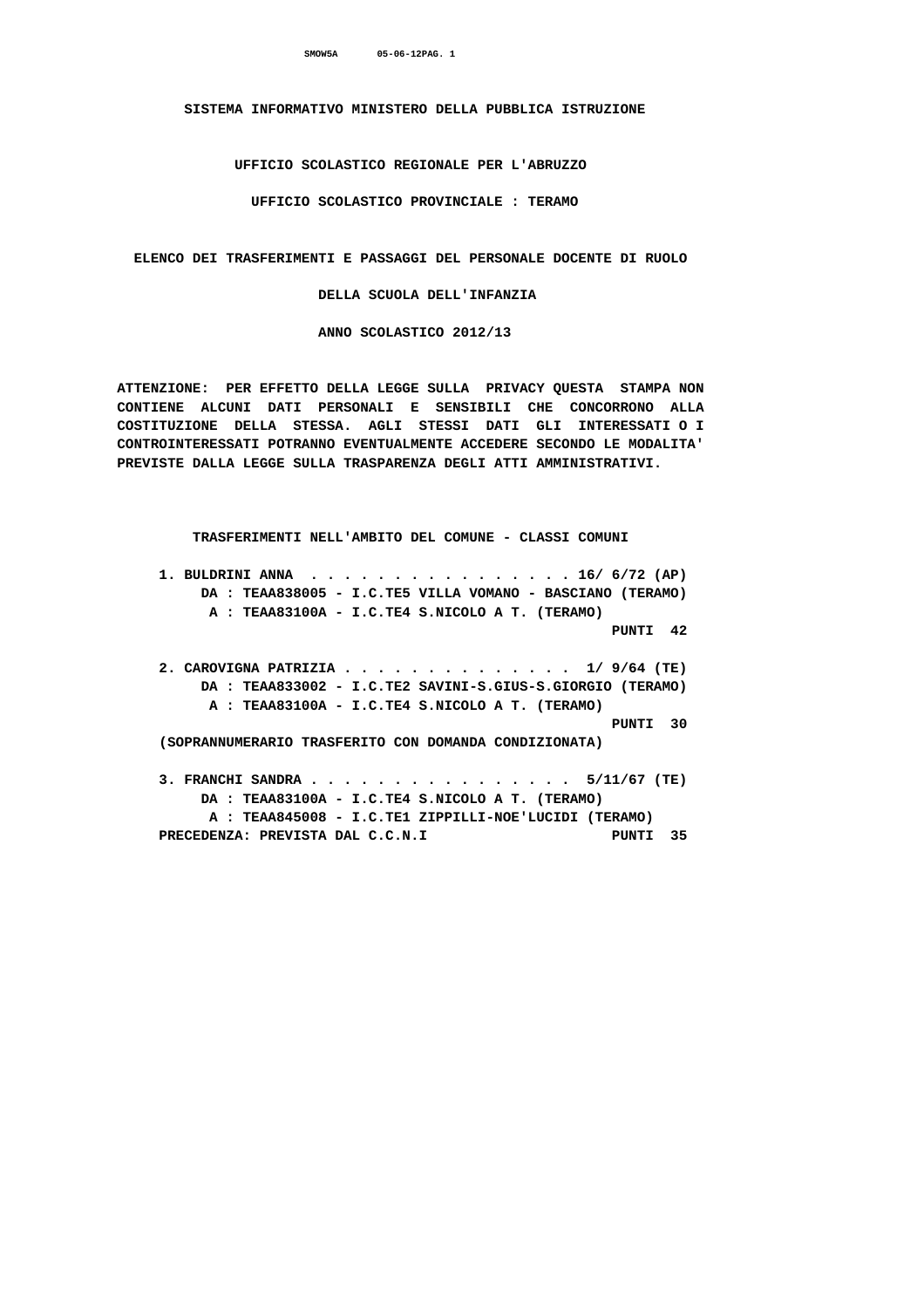# SISTEMA INFORMATIVO MINISTERO DELLA PUBBLICA ISTRUZIONE

## UFFICIO SCOLASTICO REGIONALE PER L'ABRUZZO

## UFFICIO SCOLASTICO PROVINCIALE : TERAMO

## ELENCO DEI TRASFERIMENTI E PASSAGGI DEL PERSONALE DOCENTE DI RUOLO

## DELLA SCUOLA DELL'INFANZIA

## ANNO SCOLASTICO 2012/13

**ATTENZIONE: PER EFFETTO DELLA LEGGE SULLA PRIVACY QUESTA STAMPA NON CONTIENE ALCUNI DATI PERSONALI E SENSIBILI CHE CONCORRONO ALLA COSTITUZIONE DELLA STESSA. AGLI STESSI DATI GLI INTERESSATI O I CONTROINTERESSATI POTRANNO EVENTUALMENTE ACCEDERE SECONDO LE MODALITA' PREVISTE DALLA LEGGE SULLA TRASPARENZA DEGLI ATTI AMMINISTRATIVI.**

### TRASFERIMENTI NELL'AMBITO DEL COMUNE - CLASSI COMUNI

1. BULDRINI ANNA . . . . . . . . . . . . . . . . 16/ 6/72 (AP)
   DA : TEAA838005 - I.C.TE5 VILLA VOMANO - BASCIANO (TERAMO)
   A : TEAA83100A - I.C.TE4 S.NICOLO A T. (TERAMO)
   PUNTI 42

2. CAROVIGNA PATRIZIA . . . . . . . . . . . . . . 1/ 9/64 (TE)
   DA : TEAA833002 - I.C.TE2 SAVINI-S.GIUS-S.GIORGIO (TERAMO)
   A : TEAA83100A - I.C.TE4 S.NICOLO A T. (TERAMO)
   PUNTI 30
   (SOPRANNUMERARIO TRASFERITO CON DOMANDA CONDIZIONATA)

3. FRANCHI SANDRA . . . . . . . . . . . . . . . . 5/11/67 (TE)
   DA : TEAA83100A - I.C.TE4 S.NICOLO A T. (TERAMO)
   A : TEAA845008 - I.C.TE1 ZIPPILLI-NOE'LUCIDI (TERAMO)
   PRECEDENZA: PREVISTA DAL C.C.N.I PUNTI 35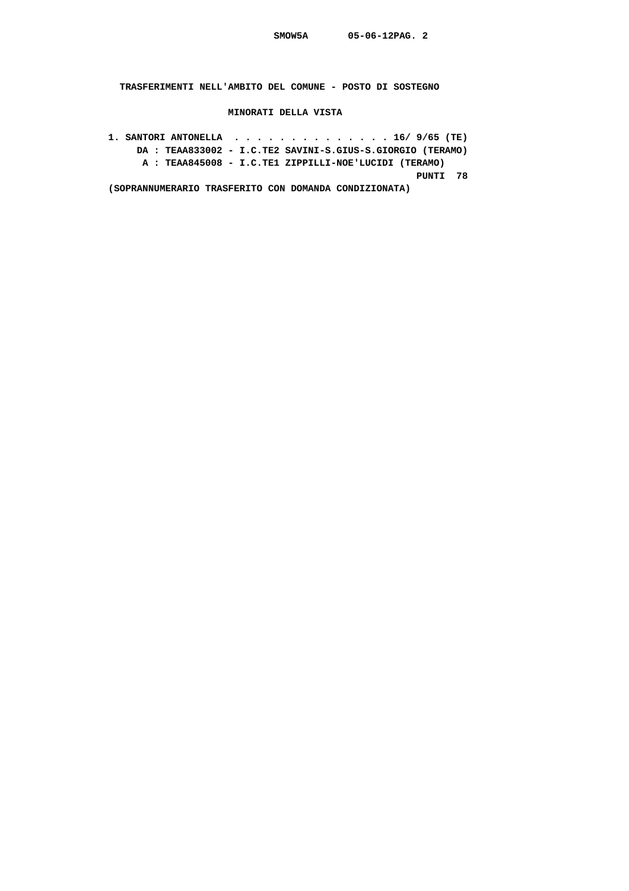## TRASFERIMENTI NELL'AMBITO DEL COMUNE - POSTO DI SOSTEGNO

### MINORATI DELLA VISTA

1. SANTORI ANTONELLA . . . . . . . . . . . . . . 16/ 9/65 (TE)
   DA : TEAA833002 - I.C.TE2 SAVINI-S.GIUS-S.GIORGIO (TERAMO)
   A : TEAA845008 - I.C.TE1 ZIPPILLI-NOE'LUCIDI (TERAMO)
   PUNTI 78
   (SOPRANNUMERARIO TRASFERITO CON DOMANDA CONDIZIONATA)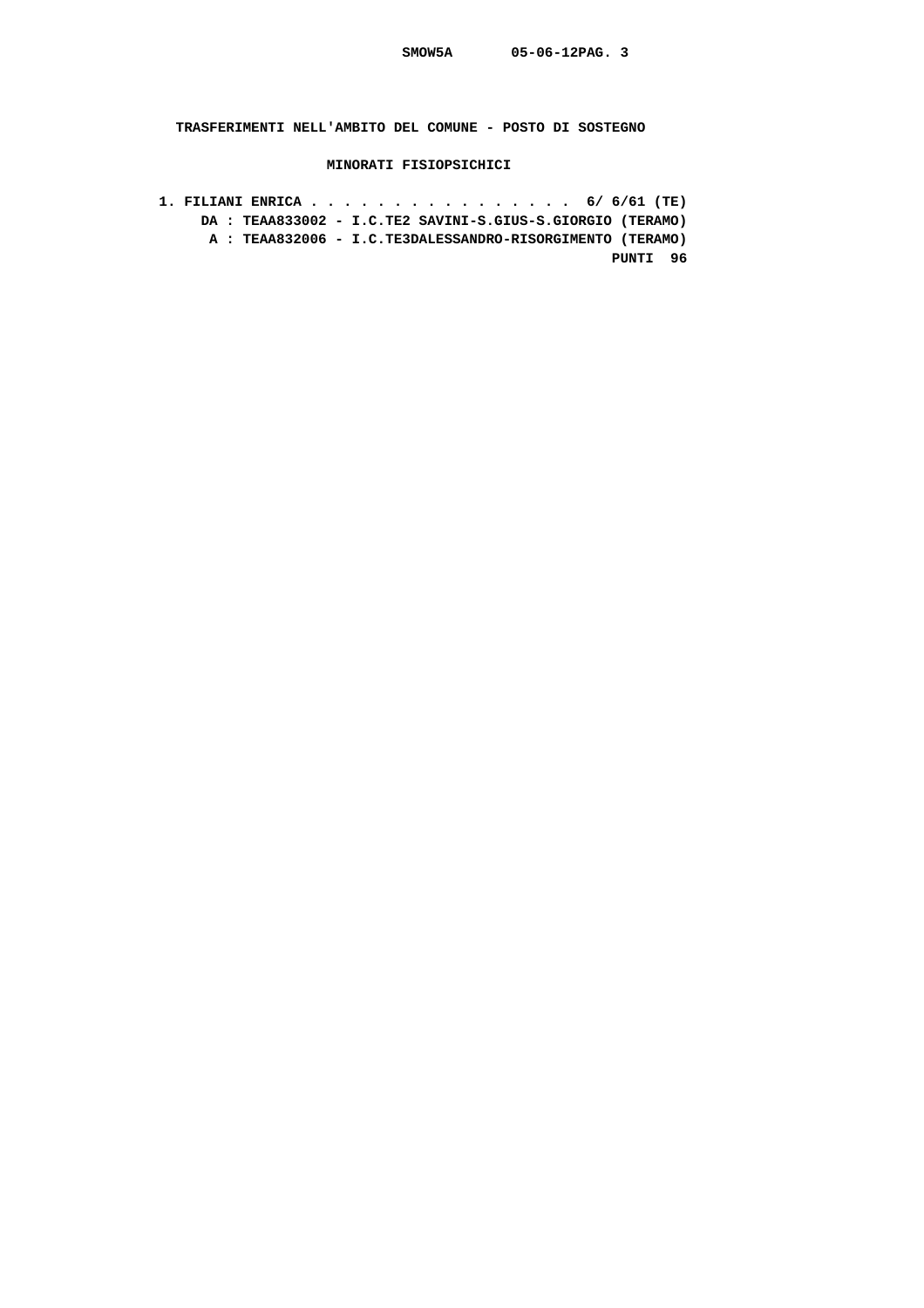**TRASFERIMENTI NELL'AMBITO DEL COMUNE - POSTO DI SOSTEGNO**

**MINORATI FISIOPSICHICI**

1. **FILIANI ENRICA . . . . . . . . . . . . . . . . 6/ 6/61 (TE)**
   **DA : TEAA833002 - I.C.TE2 SAVINI-S.GIUS-S.GIORGIO (TERAMO)**
   **A : TEAA832006 - I.C.TE3DALESSANDRO-RISORGIMENTO (TERAMO)**
   **PUNTI 96**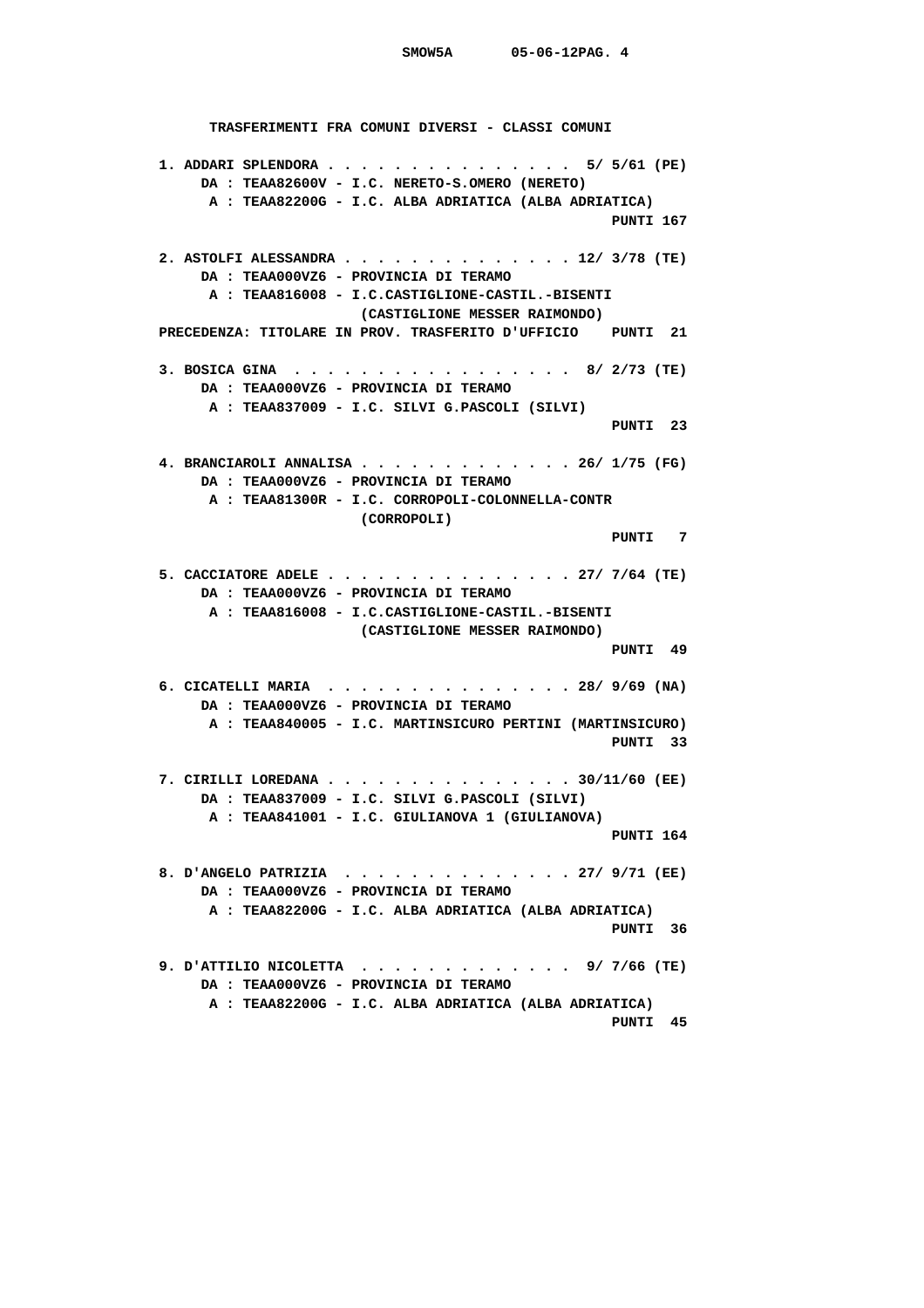## TRASFERIMENTI FRA COMUNI DIVERSI - CLASSI COMUNI

1. ADDARI SPLENDORA . . . . . . . . . . . . . . . 5/ 5/61 (PE)
   DA : TEAA82600V - I.C. NERETO-S.OMERO (NERETO)
   A : TEAA82200G - I.C. ALBA ADRIATICA (ALBA ADRIATICA)
   PUNTI 167

2. ASTOLFI ALESSANDRA . . . . . . . . . . . . . . 12/ 3/78 (TE)
   DA : TEAA000VZ6 - PROVINCIA DI TERAMO
   A : TEAA816008 - I.C.CASTIGLIONE-CASTIL.-BISENTI (CASTIGLIONE MESSER RAIMONDO)
   PRECEDENZA: TITOLARE IN PROV. TRASFERITO D'UFFICIO PUNTI 21

3. BOSICA GINA . . . . . . . . . . . . . . . . . 8/ 2/73 (TE)
   DA : TEAA000VZ6 - PROVINCIA DI TERAMO
   A : TEAA837009 - I.C. SILVI G.PASCOLI (SILVI)
   PUNTI 23

4. BRANCIAROLI ANNALISA . . . . . . . . . . . . . 26/ 1/75 (FG)
   DA : TEAA000VZ6 - PROVINCIA DI TERAMO
   A : TEAA81300R - I.C. CORROPOLI-COLONNELLA-CONTR (CORROPOLI)
   PUNTI 7

5. CACCIATORE ADELE . . . . . . . . . . . . . . . 27/ 7/64 (TE)
   DA : TEAA000VZ6 - PROVINCIA DI TERAMO
   A : TEAA816008 - I.C.CASTIGLIONE-CASTIL.-BISENTI (CASTIGLIONE MESSER RAIMONDO)
   PUNTI 49

6. CICATELLI MARIA . . . . . . . . . . . . . . . 28/ 9/69 (NA)
   DA : TEAA000VZ6 - PROVINCIA DI TERAMO
   A : TEAA840005 - I.C. MARTINSICURO PERTINI (MARTINSICURO)
   PUNTI 33

7. CIRILLI LOREDANA . . . . . . . . . . . . . . . 30/11/60 (EE)
   DA : TEAA837009 - I.C. SILVI G.PASCOLI (SILVI)
   A : TEAA841001 - I.C. GIULIANOVA 1 (GIULIANOVA)
   PUNTI 164

8. D'ANGELO PATRIZIA . . . . . . . . . . . . . . 27/ 9/71 (EE)
   DA : TEAA000VZ6 - PROVINCIA DI TERAMO
   A : TEAA82200G - I.C. ALBA ADRIATICA (ALBA ADRIATICA)
   PUNTI 36

9. D'ATTILIO NICOLETTA . . . . . . . . . . . . . 9/ 7/66 (TE)
   DA : TEAA000VZ6 - PROVINCIA DI TERAMO
   A : TEAA82200G - I.C. ALBA ADRIATICA (ALBA ADRIATICA)
   PUNTI 45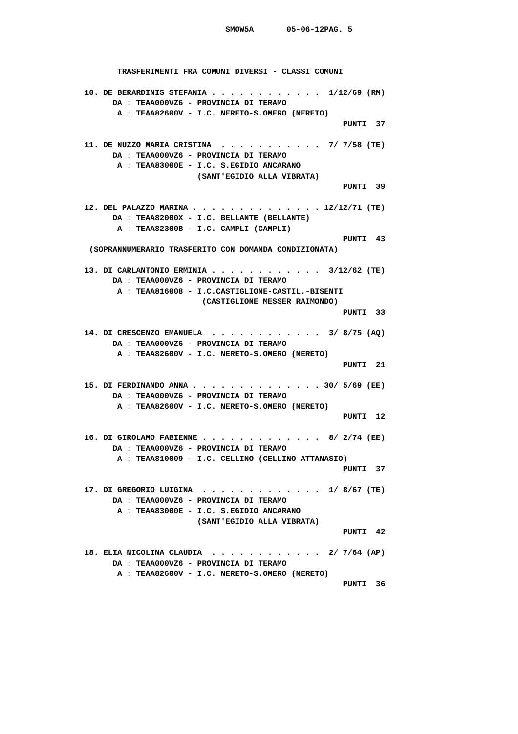## TRASFERIMENTI FRA COMUNI DIVERSI - CLASSI COMUNI

10. DE BERARDINIS STEFANIA . . . . . . . . . . . . 1/12/69 (RM)
    DA : TEAA000VZ6 - PROVINCIA DI TERAMO
    A : TEAA82600V - I.C. NERETO-S.OMERO (NERETO)
    PUNTI 37

11. DE NUZZO MARIA CRISTINA . . . . . . . . . . . 7/ 7/58 (TE)
    DA : TEAA000VZ6 - PROVINCIA DI TERAMO
    A : TEAA83000E - I.C. S.EGIDIO ANCARANO (SANT'EGIDIO ALLA VIBRATA)
    PUNTI 39

12. DEL PALAZZO MARINA . . . . . . . . . . . . . . 12/12/71 (TE)
    DA : TEAA82000X - I.C. BELLANTE (BELLANTE)
    A : TEAA82300B - I.C. CAMPLI (CAMPLI)
    PUNTI 43
    (SOPRANNUMERARIO TRASFERITO CON DOMANDA CONDIZIONATA)

13. DI CARLANTONIO ERMINIA . . . . . . . . . . . . 3/12/62 (TE)
    DA : TEAA000VZ6 - PROVINCIA DI TERAMO
    A : TEAA816008 - I.C.CASTIGLIONE-CASTIL.-BISENTI (CASTIGLIONE MESSER RAIMONDO)
    PUNTI 33

14. DI CRESCENZO EMANUELA . . . . . . . . . . . . 3/ 8/75 (AQ)
    DA : TEAA000VZ6 - PROVINCIA DI TERAMO
    A : TEAA82600V - I.C. NERETO-S.OMERO (NERETO)
    PUNTI 21

15. DI FERDINANDO ANNA . . . . . . . . . . . . . . 30/ 5/69 (EE)
    DA : TEAA000VZ6 - PROVINCIA DI TERAMO
    A : TEAA82600V - I.C. NERETO-S.OMERO (NERETO)
    PUNTI 12

16. DI GIROLAMO FABIENNE . . . . . . . . . . . . . 8/ 2/74 (EE)
    DA : TEAA000VZ6 - PROVINCIA DI TERAMO
    A : TEAA810009 - I.C. CELLINO (CELLINO ATTANASIO)
    PUNTI 37

17. DI GREGORIO LUIGINA . . . . . . . . . . . . . 1/ 8/67 (TE)
    DA : TEAA000VZ6 - PROVINCIA DI TERAMO
    A : TEAA83000E - I.C. S.EGIDIO ANCARANO (SANT'EGIDIO ALLA VIBRATA)
    PUNTI 42

18. ELIA NICOLINA CLAUDIA . . . . . . . . . . . . 2/ 7/64 (AP)
    DA : TEAA000VZ6 - PROVINCIA DI TERAMO
    A : TEAA82600V - I.C. NERETO-S.OMERO (NERETO)
    PUNTI 36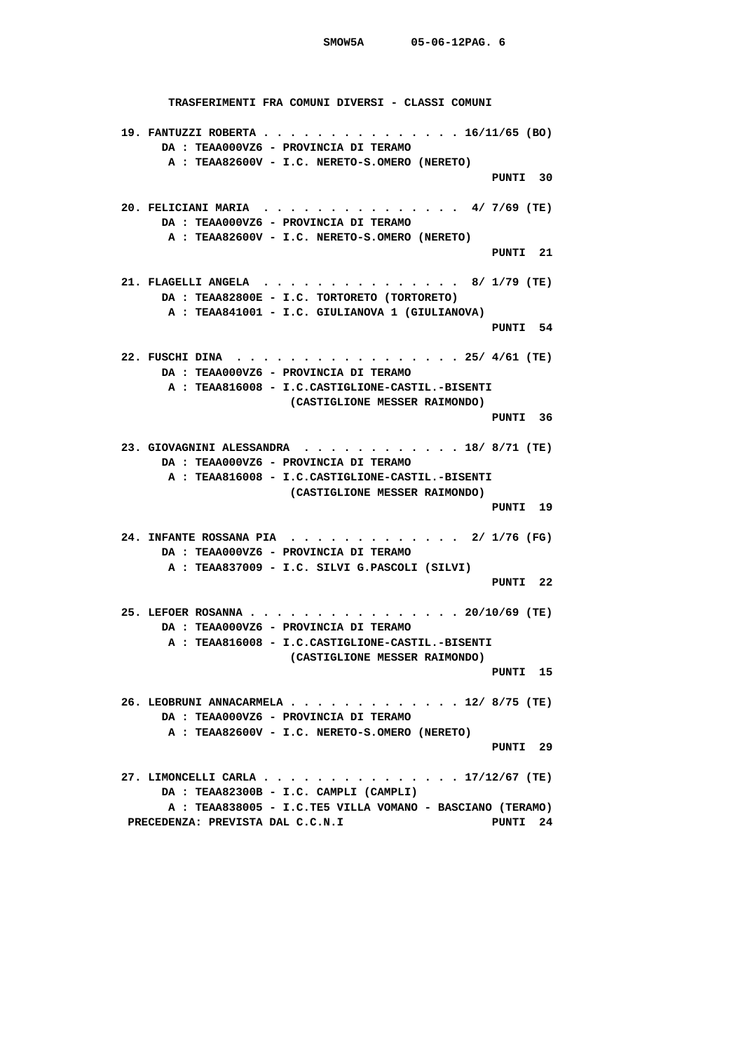**TRASFERIMENTI FRA COMUNI DIVERSI - CLASSI COMUNI**

**19. FANTUZZI ROBERTA . . . . . . . . . . . . . . . 16/11/65 (BO)**
**DA : TEAA000VZ6 - PROVINCIA DI TERAMO**
**A : TEAA82600V - I.C. NERETO-S.OMERO (NERETO)**
**PUNTI 30**

**20. FELICIANI MARIA . . . . . . . . . . . . . . . 4/ 7/69 (TE)**
**DA : TEAA000VZ6 - PROVINCIA DI TERAMO**
**A : TEAA82600V - I.C. NERETO-S.OMERO (NERETO)**
**PUNTI 21**

**21. FLAGELLI ANGELA . . . . . . . . . . . . . . . 8/ 1/79 (TE)**
**DA : TEAA82800E - I.C. TORTORETO (TORTORETO)**
**A : TEAA841001 - I.C. GIULIANOVA 1 (GIULIANOVA)**
**PUNTI 54**

**22. FUSCHI DINA . . . . . . . . . . . . . . . . . 25/ 4/61 (TE)**
**DA : TEAA000VZ6 - PROVINCIA DI TERAMO**
**A : TEAA816008 - I.C.CASTIGLIONE-CASTIL.-BISENTI**
**(CASTIGLIONE MESSER RAIMONDO)**
**PUNTI 36**

**23. GIOVAGNINI ALESSANDRA . . . . . . . . . . . . 18/ 8/71 (TE)**
**DA : TEAA000VZ6 - PROVINCIA DI TERAMO**
**A : TEAA816008 - I.C.CASTIGLIONE-CASTIL.-BISENTI**
**(CASTIGLIONE MESSER RAIMONDO)**
**PUNTI 19**

**24. INFANTE ROSSANA PIA . . . . . . . . . . . . . 2/ 1/76 (FG)**
**DA : TEAA000VZ6 - PROVINCIA DI TERAMO**
**A : TEAA837009 - I.C. SILVI G.PASCOLI (SILVI)**
**PUNTI 22**

**25. LEFOER ROSANNA . . . . . . . . . . . . . . . . 20/10/69 (TE)**
**DA : TEAA000VZ6 - PROVINCIA DI TERAMO**
**A : TEAA816008 - I.C.CASTIGLIONE-CASTIL.-BISENTI**
**(CASTIGLIONE MESSER RAIMONDO)**
**PUNTI 15**

**26. LEOBRUNI ANNACARMELA . . . . . . . . . . . . . 12/ 8/75 (TE)**
**DA : TEAA000VZ6 - PROVINCIA DI TERAMO**
**A : TEAA82600V - I.C. NERETO-S.OMERO (NERETO)**
**PUNTI 29**

**27. LIMONCELLI CARLA . . . . . . . . . . . . . . . 17/12/67 (TE)**
**DA : TEAA82300B - I.C. CAMPLI (CAMPLI)**
**A : TEAA838005 - I.C.TE5 VILLA VOMANO - BASCIANO (TERAMO)**
**PRECEDENZA: PREVISTA DAL C.C.N.I PUNTI 24**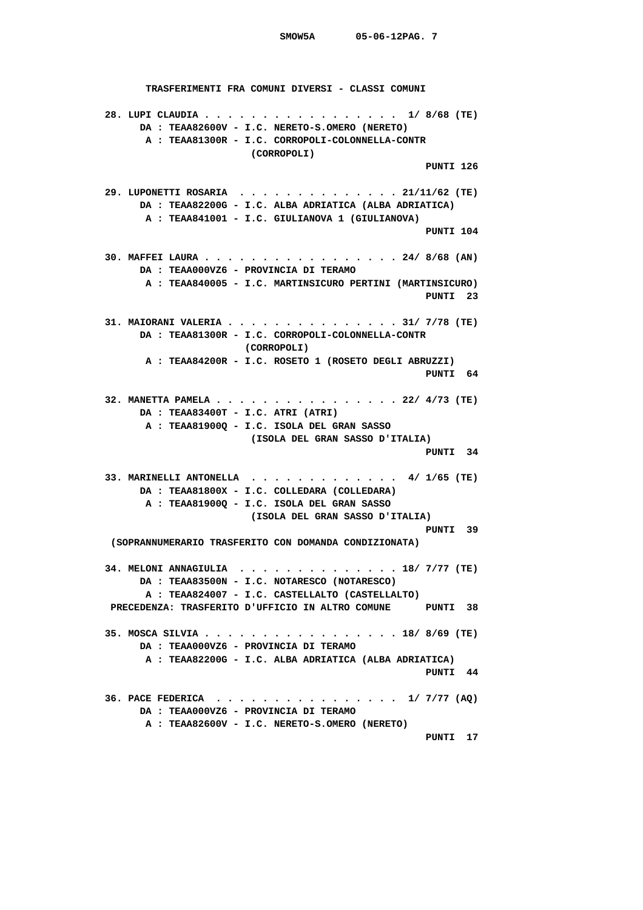TRASFERIMENTI FRA COMUNI DIVERSI - CLASSI COMUNI

28. LUPI CLAUDIA . . . . . . . . . . . . . . . . . 1/ 8/68 (TE)
DA : TEAA82600V - I.C. NERETO-S.OMERO (NERETO)
A : TEAA81300R - I.C. CORROPOLI-COLONNELLA-CONTR (CORROPOLI)
PUNTI 126

29. LUPONETTI ROSARIA . . . . . . . . . . . . . . 21/11/62 (TE)
DA : TEAA82200G - I.C. ALBA ADRIATICA (ALBA ADRIATICA)
A : TEAA841001 - I.C. GIULIANOVA 1 (GIULIANOVA)
PUNTI 104

30. MAFFEI LAURA . . . . . . . . . . . . . . . . . 24/ 8/68 (AN)
DA : TEAA000VZ6 - PROVINCIA DI TERAMO
A : TEAA840005 - I.C. MARTINSICURO PERTINI (MARTINSICURO)
PUNTI 23

31. MAIORANI VALERIA . . . . . . . . . . . . . . . 31/ 7/78 (TE)
DA : TEAA81300R - I.C. CORROPOLI-COLONNELLA-CONTR (CORROPOLI)
A : TEAA84200R - I.C. ROSETO 1 (ROSETO DEGLI ABRUZZI)
PUNTI 64

32. MANETTA PAMELA . . . . . . . . . . . . . . . . 22/ 4/73 (TE)
DA : TEAA83400T - I.C. ATRI (ATRI)
A : TEAA81900Q - I.C. ISOLA DEL GRAN SASSO (ISOLA DEL GRAN SASSO D'ITALIA)
PUNTI 34

33. MARINELLI ANTONELLA . . . . . . . . . . . . . 4/ 1/65 (TE)
DA : TEAA81800X - I.C. COLLEDARA (COLLEDARA)
A : TEAA81900Q - I.C. ISOLA DEL GRAN SASSO (ISOLA DEL GRAN SASSO D'ITALIA)
PUNTI 39
(SOPRANNUMERARIO TRASFERITO CON DOMANDA CONDIZIONATA)

34. MELONI ANNAGIULIA . . . . . . . . . . . . . . 18/ 7/77 (TE)
DA : TEAA83500N - I.C. NOTARESCO (NOTARESCO)
A : TEAA824007 - I.C. CASTELLALTO (CASTELLALTO)
PRECEDENZA: TRASFERITO D'UFFICIO IN ALTRO COMUNE PUNTI 38

35. MOSCA SILVIA . . . . . . . . . . . . . . . . . 18/ 8/69 (TE)
DA : TEAA000VZ6 - PROVINCIA DI TERAMO
A : TEAA82200G - I.C. ALBA ADRIATICA (ALBA ADRIATICA)
PUNTI 44

36. PACE FEDERICA . . . . . . . . . . . . . . . . 1/ 7/77 (AQ)
DA : TEAA000VZ6 - PROVINCIA DI TERAMO
A : TEAA82600V - I.C. NERETO-S.OMERO (NERETO)
PUNTI 17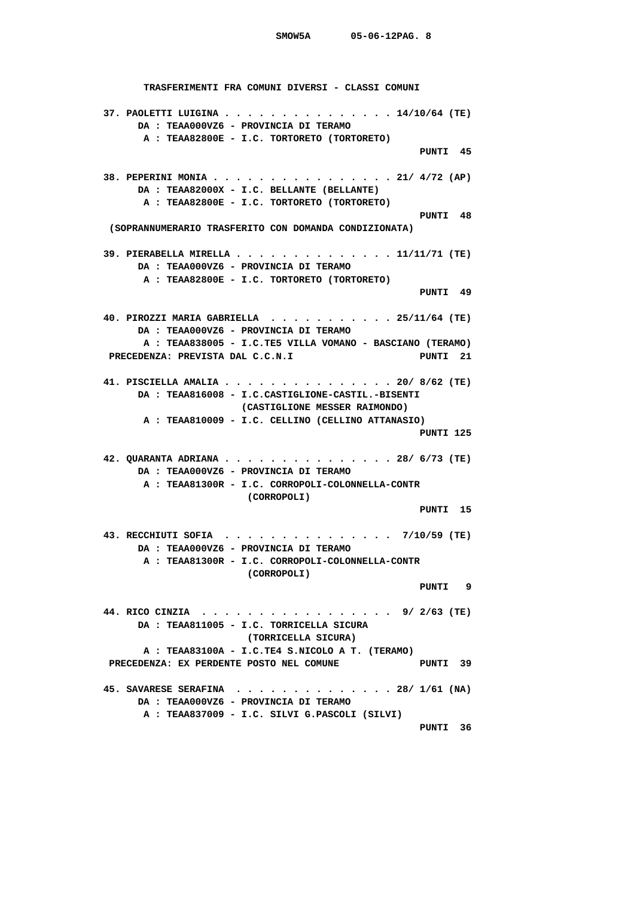**TRASFERIMENTI FRA COMUNI DIVERSI - CLASSI COMUNI**

**37. PAOLETTI LUIGINA . . . . . . . . . . . . . . . 14/10/64 (TE)**
**DA : TEAA000VZ6 - PROVINCIA DI TERAMO**
**A : TEAA82800E - I.C. TORTORETO (TORTORETO)**
**PUNTI 45**

**38. PEPERINI MONIA . . . . . . . . . . . . . . . 21/ 4/72 (AP)**
**DA : TEAA82000X - I.C. BELLANTE (BELLANTE)**
**A : TEAA82800E - I.C. TORTORETO (TORTORETO)**
**PUNTI 48**
**(SOPRANNUMERARIO TRASFERITO CON DOMANDA CONDIZIONATA)**

**39. PIERABELLA MIRELLA . . . . . . . . . . . . . 11/11/71 (TE)**
**DA : TEAA000VZ6 - PROVINCIA DI TERAMO**
**A : TEAA82800E - I.C. TORTORETO (TORTORETO)**
**PUNTI 49**

**40. PIROZZI MARIA GABRIELLA . . . . . . . . . . . 25/11/64 (TE)**
**DA : TEAA000VZ6 - PROVINCIA DI TERAMO**
**A : TEAA838005 - I.C.TE5 VILLA VOMANO - BASCIANO (TERAMO)**
**PRECEDENZA: PREVISTA DAL C.C.N.I PUNTI 21**

**41. PISCIELLA AMALIA . . . . . . . . . . . . . . . 20/ 8/62 (TE)**
**DA : TEAA816008 - I.C.CASTIGLIONE-CASTIL.-BISENTI**
**(CASTIGLIONE MESSER RAIMONDO)**
**A : TEAA810009 - I.C. CELLINO (CELLINO ATTANASIO)**
**PUNTI 125**

**42. QUARANTA ADRIANA . . . . . . . . . . . . . . . 28/ 6/73 (TE)**
**DA : TEAA000VZ6 - PROVINCIA DI TERAMO**
**A : TEAA81300R - I.C. CORROPOLI-COLONNELLA-CONTR**
**(CORROPOLI)**
**PUNTI 15**

**43. RECCHIUTI SOFIA . . . . . . . . . . . . . . . 7/10/59 (TE)**
**DA : TEAA000VZ6 - PROVINCIA DI TERAMO**
**A : TEAA81300R - I.C. CORROPOLI-COLONNELLA-CONTR**
**(CORROPOLI)**
**PUNTI 9**

**44. RICO CINZIA . . . . . . . . . . . . . . . . . 9/ 2/63 (TE)**
**DA : TEAA811005 - I.C. TORRICELLA SICURA**
**(TORRICELLA SICURA)**
**A : TEAA83100A - I.C.TE4 S.NICOLO A T. (TERAMO)**
**PRECEDENZA: EX PERDENTE POSTO NEL COMUNE PUNTI 39**

**45. SAVARESE SERAFINA . . . . . . . . . . . . . . 28/ 1/61 (NA)**
**DA : TEAA000VZ6 - PROVINCIA DI TERAMO**
**A : TEAA837009 - I.C. SILVI G.PASCOLI (SILVI)**
**PUNTI 36**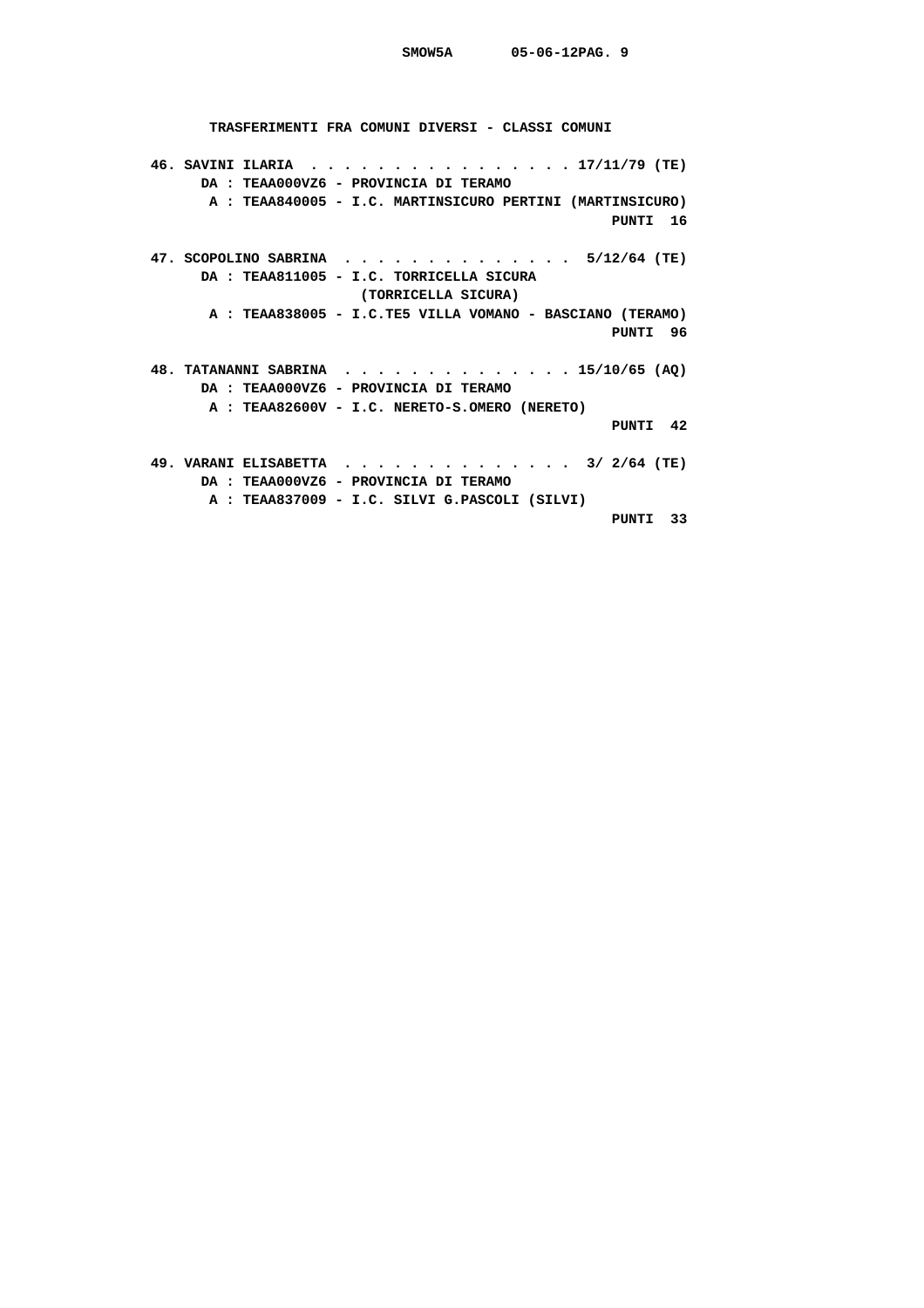**TRASFERIMENTI FRA COMUNI DIVERSI - CLASSI COMUNI**

**46. SAVINI ILARIA . . . . . . . . . . . . . . . . 17/11/79 (TE)**
**DA : TEAA000VZ6 - PROVINCIA DI TERAMO**
**A : TEAA840005 - I.C. MARTINSICURO PERTINI (MARTINSICURO)**
**PUNTI 16**

**47. SCOPOLINO SABRINA . . . . . . . . . . . . . . 5/12/64 (TE)**
**DA : TEAA811005 - I.C. TORRICELLA SICURA (TORRICELLA SICURA)**
**A : TEAA838005 - I.C.TE5 VILLA VOMANO - BASCIANO (TERAMO)**
**PUNTI 96**

**48. TATANANNI SABRINA . . . . . . . . . . . . . . 15/10/65 (AQ)**
**DA : TEAA000VZ6 - PROVINCIA DI TERAMO**
**A : TEAA82600V - I.C. NERETO-S.OMERO (NERETO)**
**PUNTI 42**

**49. VARANI ELISABETTA . . . . . . . . . . . . . . 3/ 2/64 (TE)**
**DA : TEAA000VZ6 - PROVINCIA DI TERAMO**
**A : TEAA837009 - I.C. SILVI G.PASCOLI (SILVI)**
**PUNTI 33**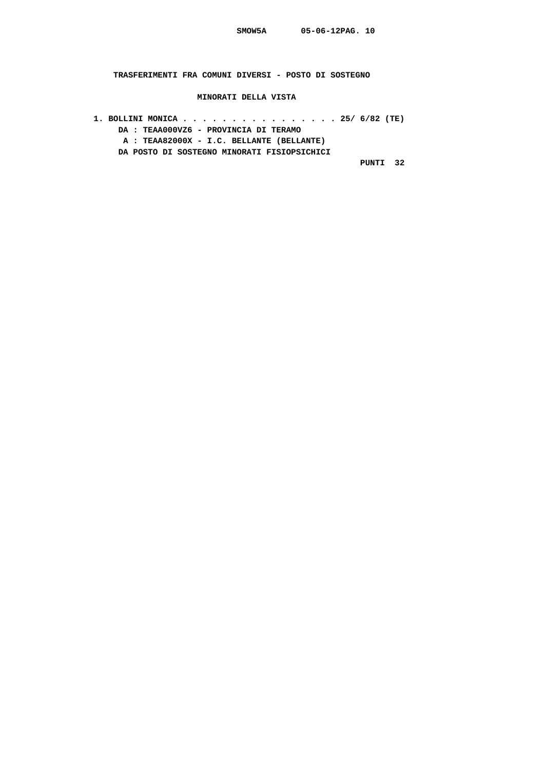**TRASFERIMENTI FRA COMUNI DIVERSI - POSTO DI SOSTEGNO**

**MINORATI DELLA VISTA**

**1. BOLLINI MONICA . . . . . . . . . . . . . . . . 25/ 6/82 (TE)**
**DA : TEAA000VZ6 - PROVINCIA DI TERAMO**
**A : TEAA82000X - I.C. BELLANTE (BELLANTE)**
**DA POSTO DI SOSTEGNO MINORATI FISIOPSICHICI**
**PUNTI 32**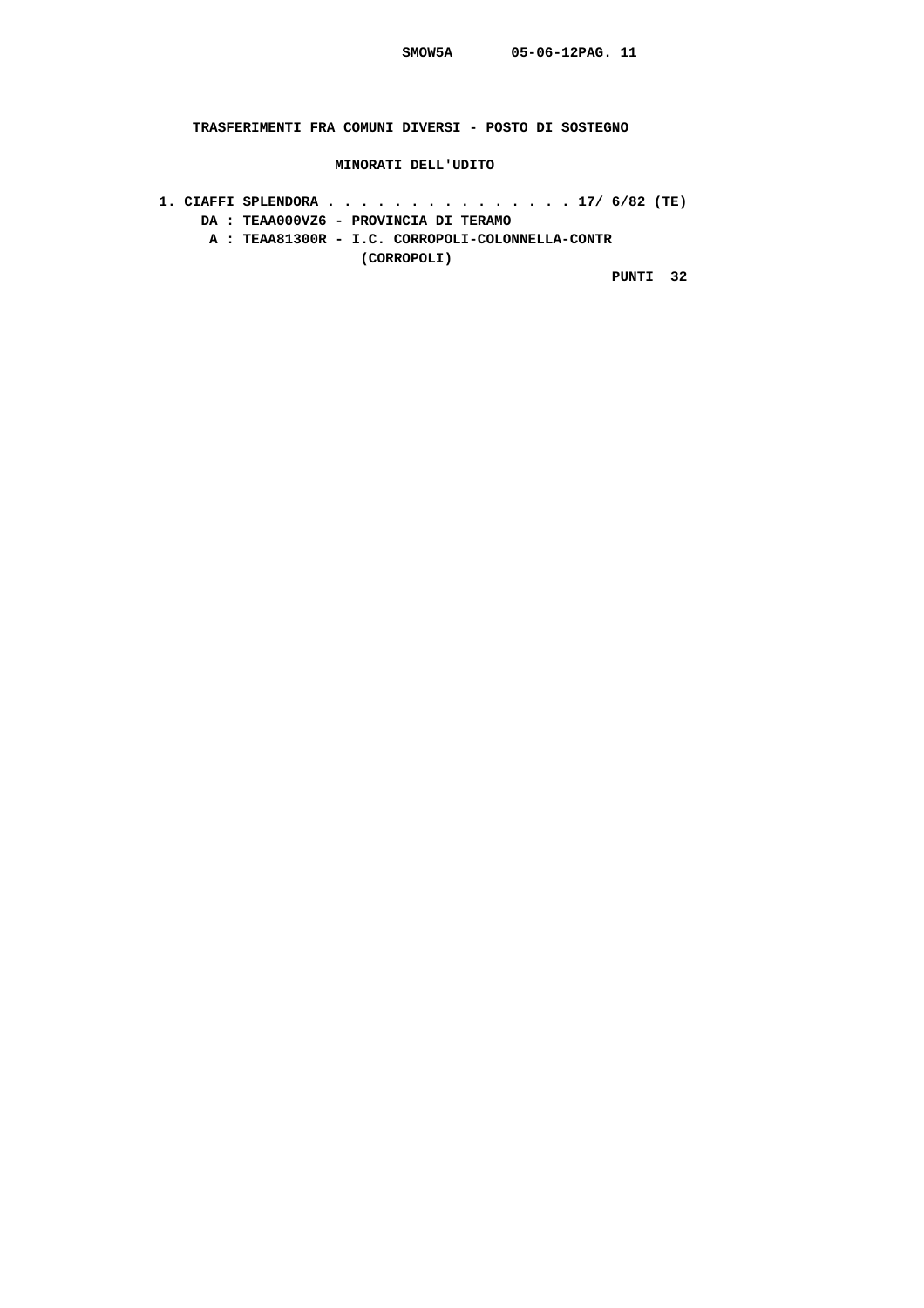## TRASFERIMENTI FRA COMUNI DIVERSI - POSTO DI SOSTEGNO

### MINORATI DELL'UDITO

1. CIAFFI SPLENDORA . . . . . . . . . . . . . . . 17/ 6/82 (TE)
   DA : TEAA000VZ6 - PROVINCIA DI TERAMO
   A : TEAA81300R - I.C. CORROPOLI-COLONNELLA-CONTR
   (CORROPOLI)
   PUNTI 32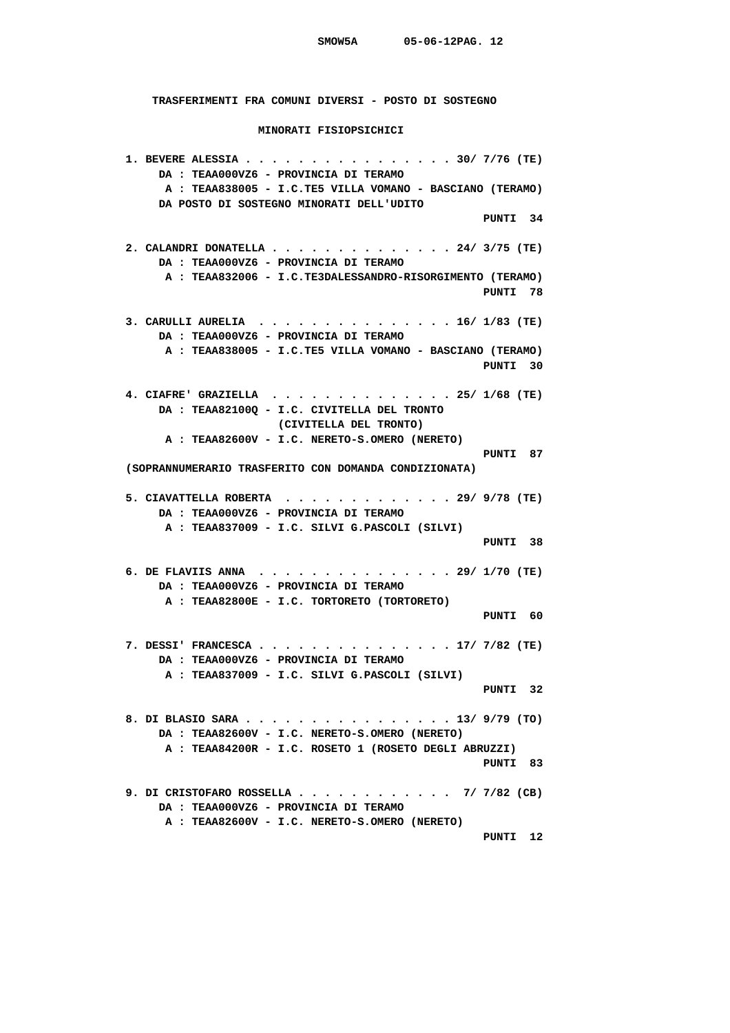## TRASFERIMENTI FRA COMUNI DIVERSI - POSTO DI SOSTEGNO

### MINORATI FISIOPSICHICI

1. BEVERE ALESSIA . . . . . . . . . . . . . . . . 30/ 7/76 (TE)
   DA : TEAA000VZ6 - PROVINCIA DI TERAMO
   A : TEAA838005 - I.C.TE5 VILLA VOMANO - BASCIANO (TERAMO)
   DA POSTO DI SOSTEGNO MINORATI DELL'UDITO
   PUNTI 34

2. CALANDRI DONATELLA . . . . . . . . . . . . . . 24/ 3/75 (TE)
   DA : TEAA000VZ6 - PROVINCIA DI TERAMO
   A : TEAA832006 - I.C.TE3DALESSANDRO-RISORGIMENTO (TERAMO)
   PUNTI 78

3. CARULLI AURELIA . . . . . . . . . . . . . . . 16/ 1/83 (TE)
   DA : TEAA000VZ6 - PROVINCIA DI TERAMO
   A : TEAA838005 - I.C.TE5 VILLA VOMANO - BASCIANO (TERAMO)
   PUNTI 30

4. CIAFRE' GRAZIELLA . . . . . . . . . . . . . . 25/ 1/68 (TE)
   DA : TEAA82100Q - I.C. CIVITELLA DEL TRONTO (CIVITELLA DEL TRONTO)
   A : TEAA82600V - I.C. NERETO-S.OMERO (NERETO)
   PUNTI 87
   (SOPRANNUMERARIO TRASFERITO CON DOMANDA CONDIZIONATA)

5. CIAVATTELLA ROBERTA . . . . . . . . . . . . . 29/ 9/78 (TE)
   DA : TEAA000VZ6 - PROVINCIA DI TERAMO
   A : TEAA837009 - I.C. SILVI G.PASCOLI (SILVI)
   PUNTI 38

6. DE FLAVIIS ANNA . . . . . . . . . . . . . . . 29/ 1/70 (TE)
   DA : TEAA000VZ6 - PROVINCIA DI TERAMO
   A : TEAA82800E - I.C. TORTORETO (TORTORETO)
   PUNTI 60

7. DESSI' FRANCESCA . . . . . . . . . . . . . . . 17/ 7/82 (TE)
   DA : TEAA000VZ6 - PROVINCIA DI TERAMO
   A : TEAA837009 - I.C. SILVI G.PASCOLI (SILVI)
   PUNTI 32

8. DI BLASIO SARA . . . . . . . . . . . . . . . . 13/ 9/79 (TO)
   DA : TEAA82600V - I.C. NERETO-S.OMERO (NERETO)
   A : TEAA84200R - I.C. ROSETO 1 (ROSETO DEGLI ABRUZZI)
   PUNTI 83

9. DI CRISTOFARO ROSSELLA . . . . . . . . . . . . 7/ 7/82 (CB)
   DA : TEAA000VZ6 - PROVINCIA DI TERAMO
   A : TEAA82600V - I.C. NERETO-S.OMERO (NERETO)
   PUNTI 12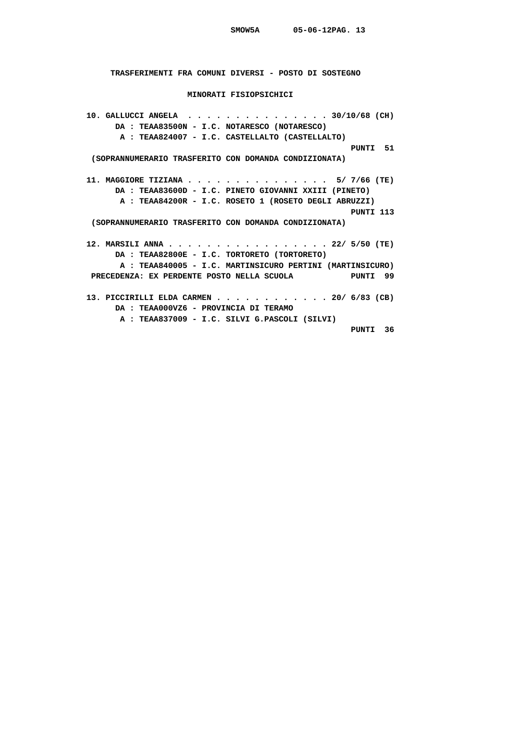## TRASFERIMENTI FRA COMUNI DIVERSI - POSTO DI SOSTEGNO

### MINORATI FISIOPSICHICI

**10. GALLUCCI ANGELA . . . . . . . . . . . . . . . 30/10/68 (CH)**
DA : TEAA83500N - I.C. NOTARESCO (NOTARESCO)
A : TEAA824007 - I.C. CASTELLALTO (CASTELLALTO)
PUNTI 51
(SOPRANNUMERARIO TRASFERITO CON DOMANDA CONDIZIONATA)

**11. MAGGIORE TIZIANA . . . . . . . . . . . . . . . 5/ 7/66 (TE)**
DA : TEAA83600D - I.C. PINETO GIOVANNI XXIII (PINETO)
A : TEAA84200R - I.C. ROSETO 1 (ROSETO DEGLI ABRUZZI)
PUNTI 113
(SOPRANNUMERARIO TRASFERITO CON DOMANDA CONDIZIONATA)

**12. MARSILI ANNA . . . . . . . . . . . . . . . . . 22/ 5/50 (TE)**
DA : TEAA82800E - I.C. TORTORETO (TORTORETO)
A : TEAA840005 - I.C. MARTINSICURO PERTINI (MARTINSICURO)
PRECEDENZA: EX PERDENTE POSTO NELLA SCUOLA PUNTI 99

**13. PICCIRILLI ELDA CARMEN . . . . . . . . . . . . 20/ 6/83 (CB)**
DA : TEAA000VZ6 - PROVINCIA DI TERAMO
A : TEAA837009 - I.C. SILVI G.PASCOLI (SILVI)
PUNTI 36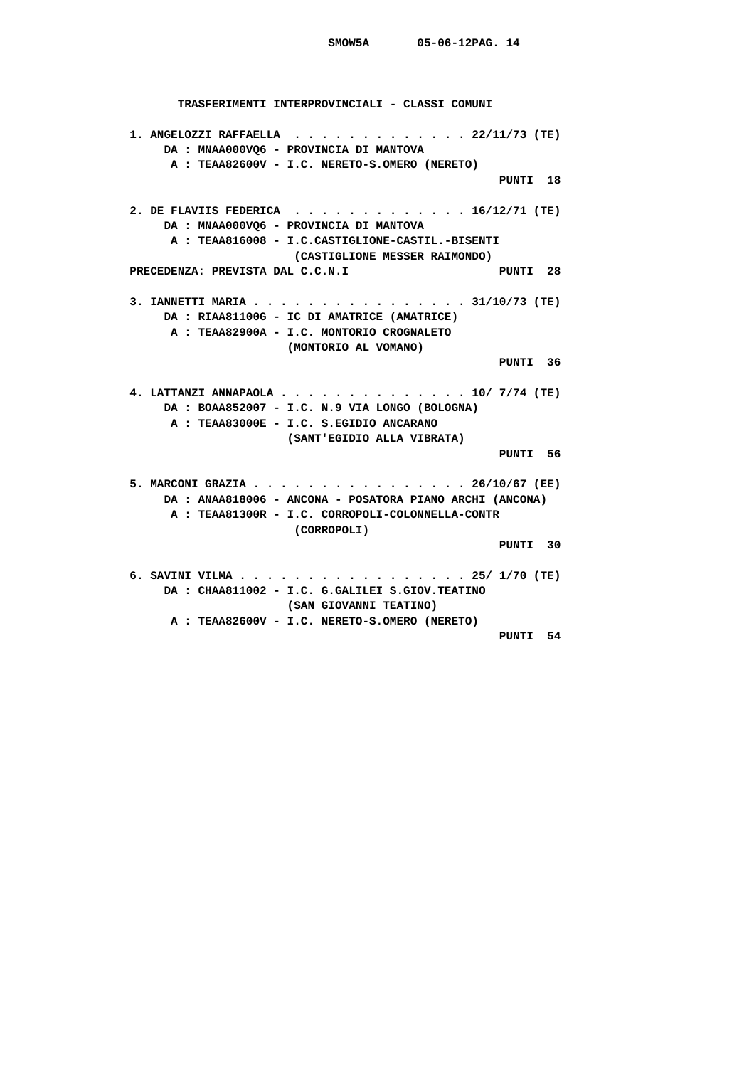## TRASFERIMENTI INTERPROVINCIALI - CLASSI COMUNI

**1. ANGELOZZI RAFFAELLA . . . . . . . . . . . . . 22/11/73 (TE)**
DA : MNAA000VQ6 - PROVINCIA DI MANTOVA
A : TEAA82600V - I.C. NERETO-S.OMERO (NERETO)
PUNTI 18

**2. DE FLAVIIS FEDERICA . . . . . . . . . . . . . 16/12/71 (TE)**
DA : MNAA000VQ6 - PROVINCIA DI MANTOVA
A : TEAA816008 - I.C.CASTIGLIONE-CASTIL.-BISENTI (CASTIGLIONE MESSER RAIMONDO)
PRECEDENZA: PREVISTA DAL C.C.N.I
PUNTI 28

**3. IANNETTI MARIA . . . . . . . . . . . . . . . . 31/10/73 (TE)**
DA : RIAA81100G - IC DI AMATRICE (AMATRICE)
A : TEAA82900A - I.C. MONTORIO CROGNALETO (MONTORIO AL VOMANO)
PUNTI 36

**4. LATTANZI ANNAPAOLA . . . . . . . . . . . . . . 10/ 7/74 (TE)**
DA : BOAA852007 - I.C. N.9 VIA LONGO (BOLOGNA)
A : TEAA83000E - I.C. S.EGIDIO ANCARANO (SANT'EGIDIO ALLA VIBRATA)
PUNTI 56

**5. MARCONI GRAZIA . . . . . . . . . . . . . . . . 26/10/67 (EE)**
DA : ANAA818006 - ANCONA - POSATORA PIANO ARCHI (ANCONA)
A : TEAA81300R - I.C. CORROPOLI-COLONNELLA-CONTR (CORROPOLI)
PUNTI 30

**6. SAVINI VILMA . . . . . . . . . . . . . . . . . 25/ 1/70 (TE)**
DA : CHAA811002 - I.C. G.GALILEI S.GIOV.TEATINO (SAN GIOVANNI TEATINO)
A : TEAA82600V - I.C. NERETO-S.OMERO (NERETO)
PUNTI 54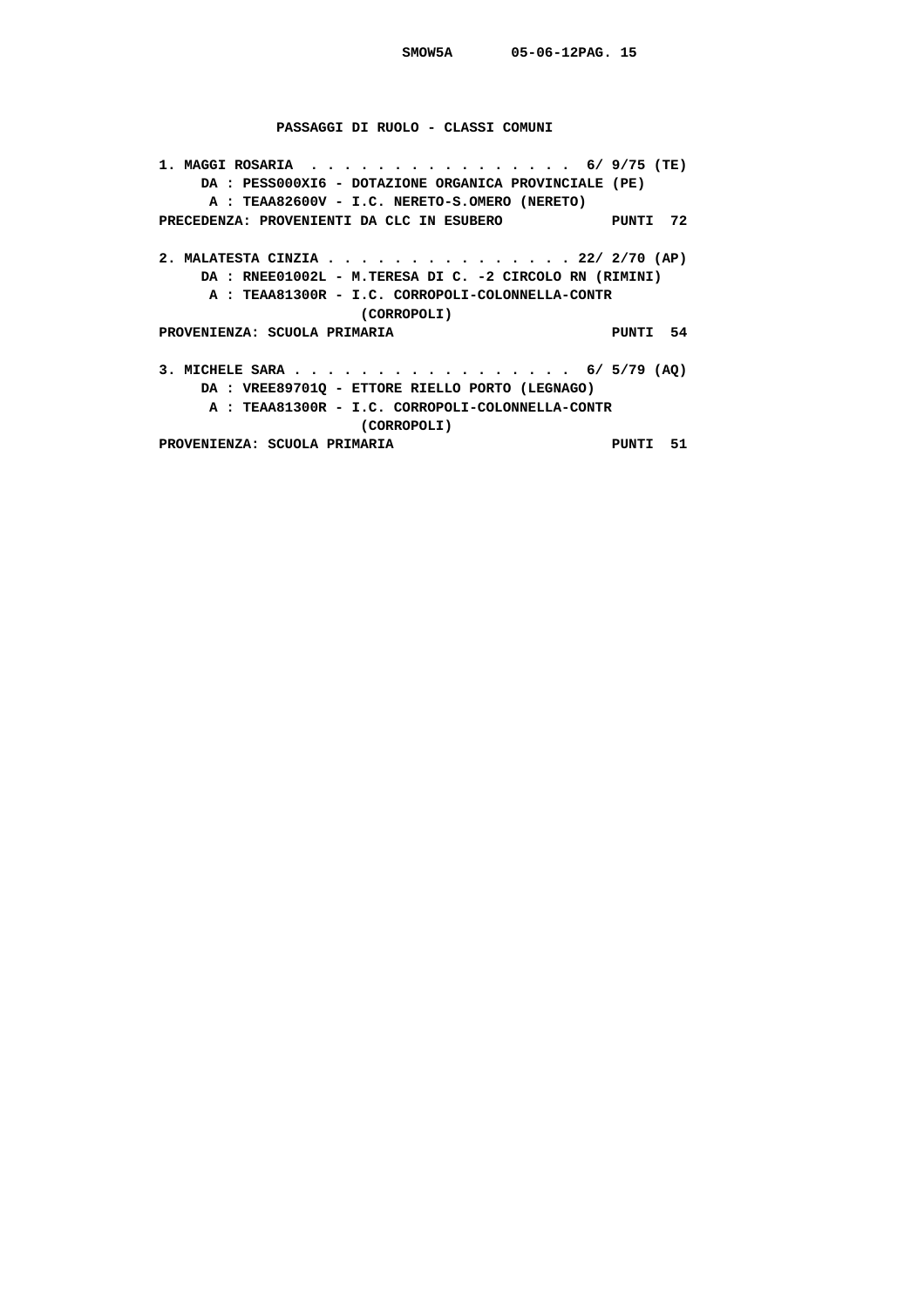## PASSAGGI DI RUOLO - CLASSI COMUNI

1. MAGGI ROSARIA . . . . . . . . . . . . . . . . 6/ 9/75 (TE)
   DA : PESS000XI6 - DOTAZIONE ORGANICA PROVINCIALE (PE)
   A : TEAA82600V - I.C. NERETO-S.OMERO (NERETO)
   PRECEDENZA: PROVENIENTI DA CLC IN ESUBERO PUNTI 72

2. MALATESTA CINZIA . . . . . . . . . . . . . . . 22/ 2/70 (AP)
   DA : RNEE01002L - M.TERESA DI C. -2 CIRCOLO RN (RIMINI)
   A : TEAA81300R - I.C. CORROPOLI-COLONNELLA-CONTR (CORROPOLI)
   PROVENIENZA: SCUOLA PRIMARIA PUNTI 54

3. MICHELE SARA . . . . . . . . . . . . . . . . . 6/ 5/79 (AQ)
   DA : VREE89701Q - ETTORE RIELLO PORTO (LEGNAGO)
   A : TEAA81300R - I.C. CORROPOLI-COLONNELLA-CONTR (CORROPOLI)
   PROVENIENZA: SCUOLA PRIMARIA PUNTI 51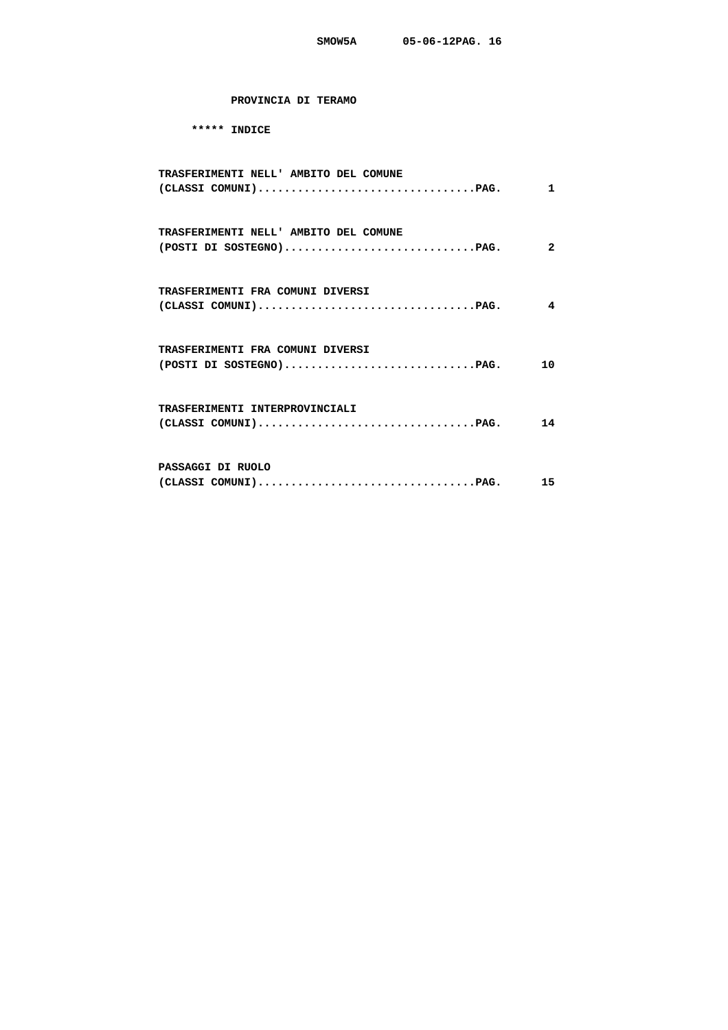## PROVINCIA DI TERAMO

### ***** INDICE

TRASFERIMENTI NELL' AMBITO DEL COMUNE
(CLASSI COMUNI)................................PAG. 1

TRASFERIMENTI NELL' AMBITO DEL COMUNE
(POSTI DI SOSTEGNO)............................PAG. 2

TRASFERIMENTI FRA COMUNI DIVERSI
(CLASSI COMUNI)................................PAG. 4

TRASFERIMENTI FRA COMUNI DIVERSI
(POSTI DI SOSTEGNO)............................PAG. 10

TRASFERIMENTI INTERPROVINCIALI
(CLASSI COMUNI)................................PAG. 14

PASSAGGI DI RUOLO
(CLASSI COMUNI)................................PAG. 15